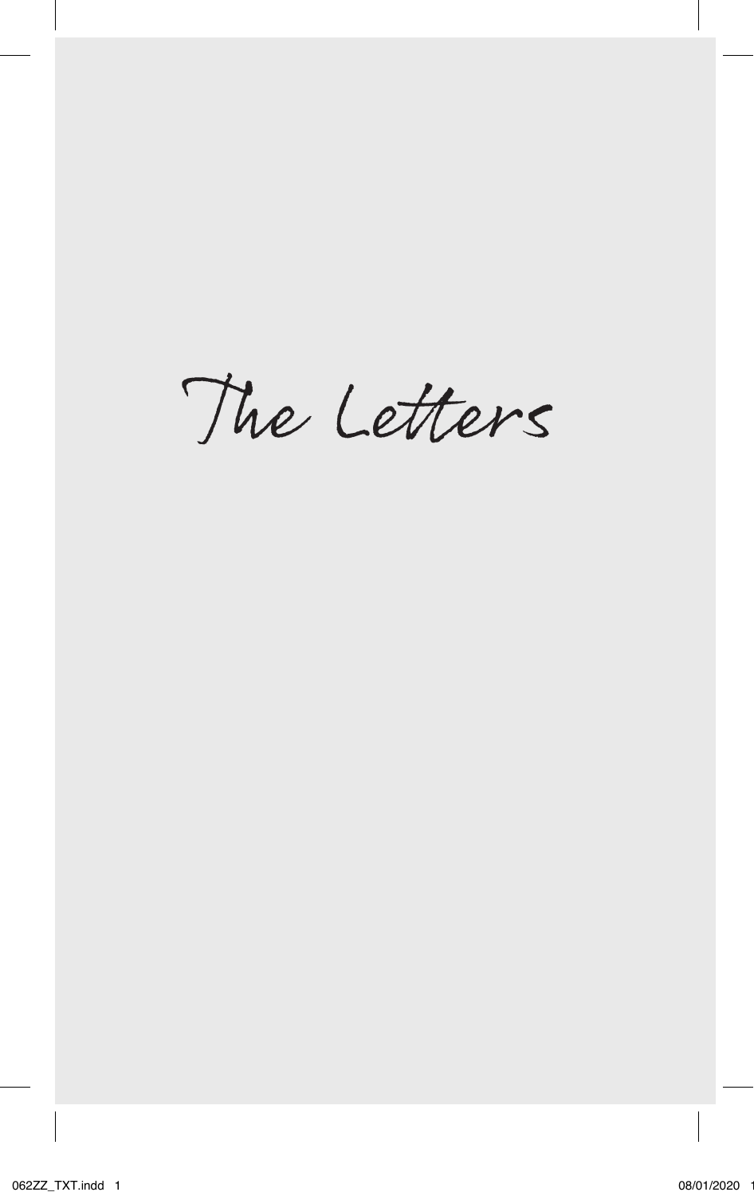# The Letters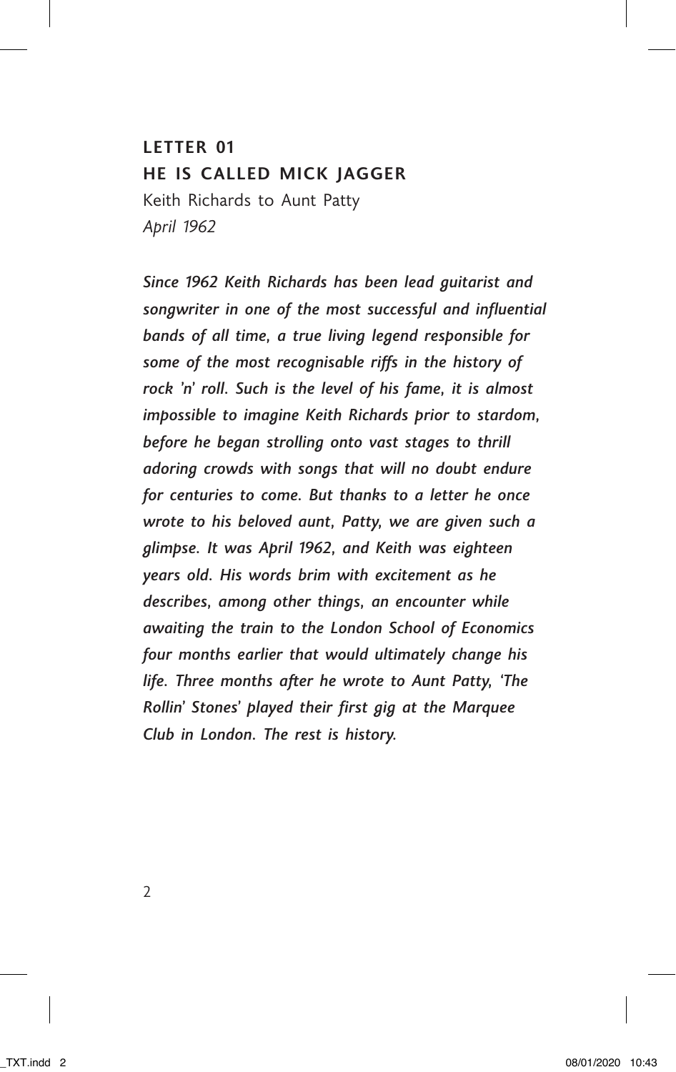## LETTER 01
## HE IS CALLED MICK JAGGER

Keith Richards to Aunt Patty

*April 1962*

***Since 1962 Keith Richards has been lead guitarist and songwriter in one of the most successful and influential bands of all time, a true living legend responsible for some of the most recognisable riffs in the history of rock 'n' roll. Such is the level of his fame, it is almost impossible to imagine Keith Richards prior to stardom, before he began strolling onto vast stages to thrill adoring crowds with songs that will no doubt endure for centuries to come. But thanks to a letter he once wrote to his beloved aunt, Patty, we are given such a glimpse. It was April 1962, and Keith was eighteen years old. His words brim with excitement as he describes, among other things, an encounter while awaiting the train to the London School of Economics four months earlier that would ultimately change his life. Three months after he wrote to Aunt Patty, 'The Rollin' Stones' played their first gig at the Marquee Club in London. The rest is history.***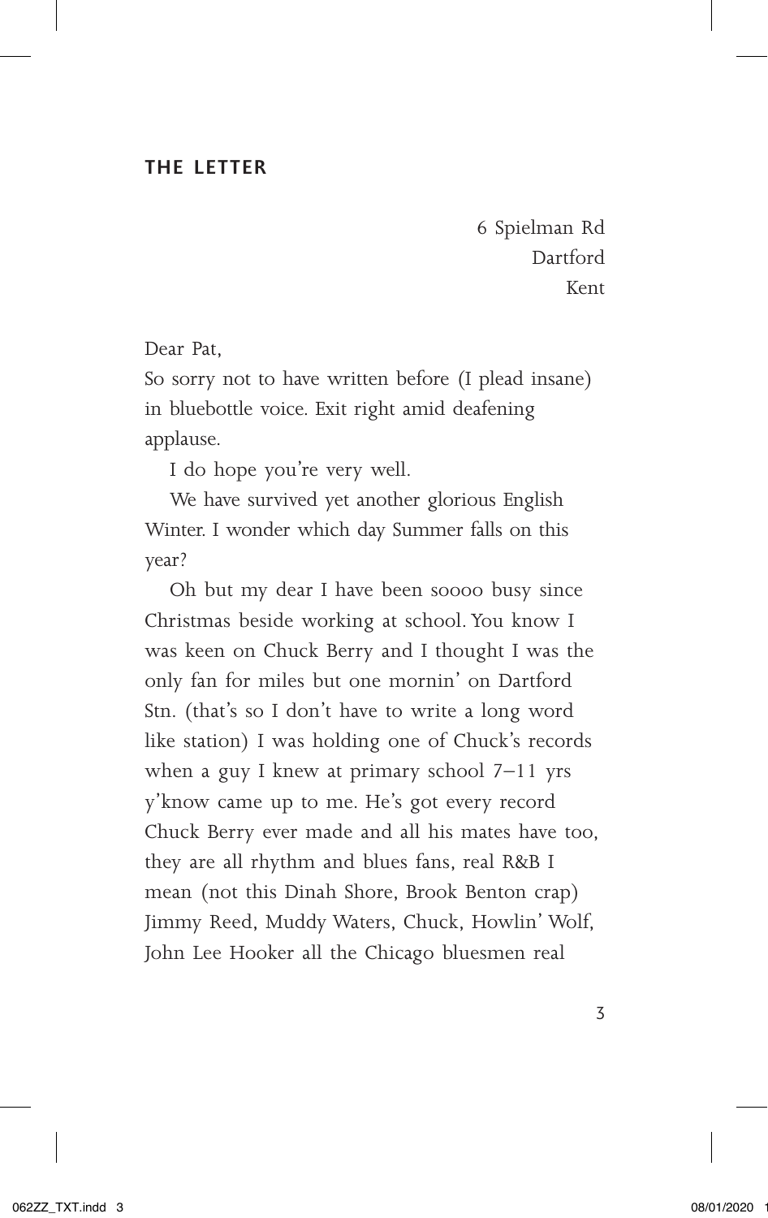## THE LETTER

6 Spielman Rd  
Dartford  
Kent

Dear Pat,

So sorry not to have written before (I plead insane) in bluebottle voice. Exit right amid deafening applause.

I do hope you're very well.

We have survived yet another glorious English Winter. I wonder which day Summer falls on this year?

Oh but my dear I have been soooo busy since Christmas beside working at school. You know I was keen on Chuck Berry and I thought I was the only fan for miles but one mornin' on Dartford Stn. (that's so I don't have to write a long word like station) I was holding one of Chuck's records when a guy I knew at primary school 7–11 yrs y'know came up to me. He's got every record Chuck Berry ever made and all his mates have too, they are all rhythm and blues fans, real R&B I mean (not this Dinah Shore, Brook Benton crap) Jimmy Reed, Muddy Waters, Chuck, Howlin' Wolf, John Lee Hooker all the Chicago bluesmen real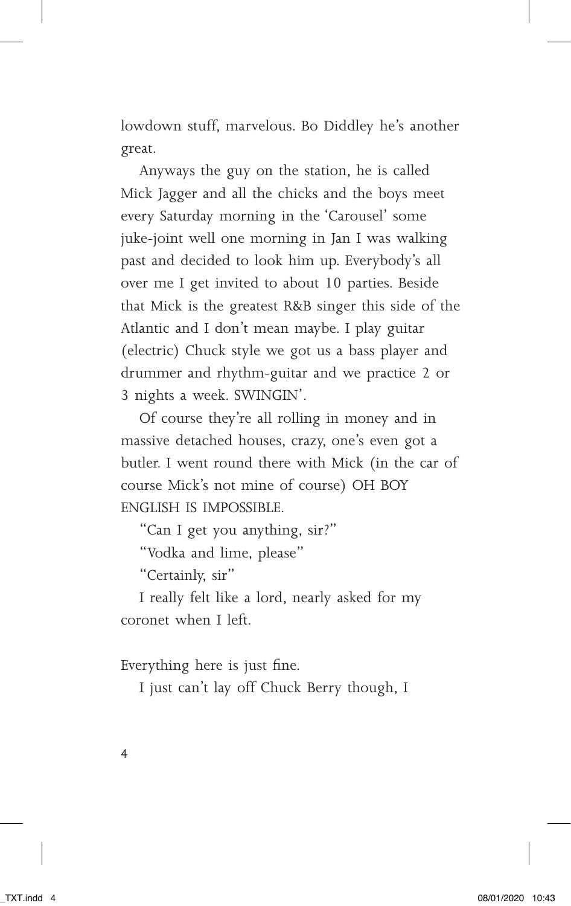lowdown stuff, marvelous. Bo Diddley he's another great.

Anyways the guy on the station, he is called Mick Jagger and all the chicks and the boys meet every Saturday morning in the 'Carousel' some juke-joint well one morning in Jan I was walking past and decided to look him up. Everybody's all over me I get invited to about 10 parties. Beside that Mick is the greatest R&B singer this side of the Atlantic and I don't mean maybe. I play guitar (electric) Chuck style we got us a bass player and drummer and rhythm-guitar and we practice 2 or 3 nights a week. SWINGIN'.

Of course they're all rolling in money and in massive detached houses, crazy, one's even got a butler. I went round there with Mick (in the car of course Mick's not mine of course) OH BOY ENGLISH IS IMPOSSIBLE.

"Can I get you anything, sir?"

"Vodka and lime, please"

"Certainly, sir"

I really felt like a lord, nearly asked for my coronet when I left.

Everything here is just fine.

I just can't lay off Chuck Berry though, I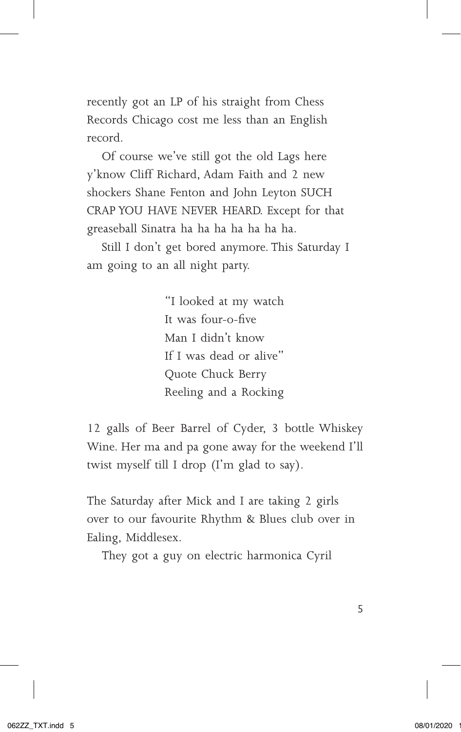recently got an LP of his straight from Chess Records Chicago cost me less than an English record.

Of course we've still got the old Lags here y'know Cliff Richard, Adam Faith and 2 new shockers Shane Fenton and John Leyton SUCH CRAP YOU HAVE NEVER HEARD. Except for that greaseball Sinatra ha ha ha ha ha ha ha.

Still I don't get bored anymore. This Saturday I am going to an all night party.

> "I looked at my watch  
> It was four-o-five  
> Man I didn't know  
> If I was dead or alive"  
> Quote Chuck Berry  
> Reeling and a Rocking

12 galls of Beer Barrel of Cyder, 3 bottle Whiskey Wine. Her ma and pa gone away for the weekend I'll twist myself till I drop (I'm glad to say).

The Saturday after Mick and I are taking 2 girls over to our favourite Rhythm & Blues club over in Ealing, Middlesex.

They got a guy on electric harmonica Cyril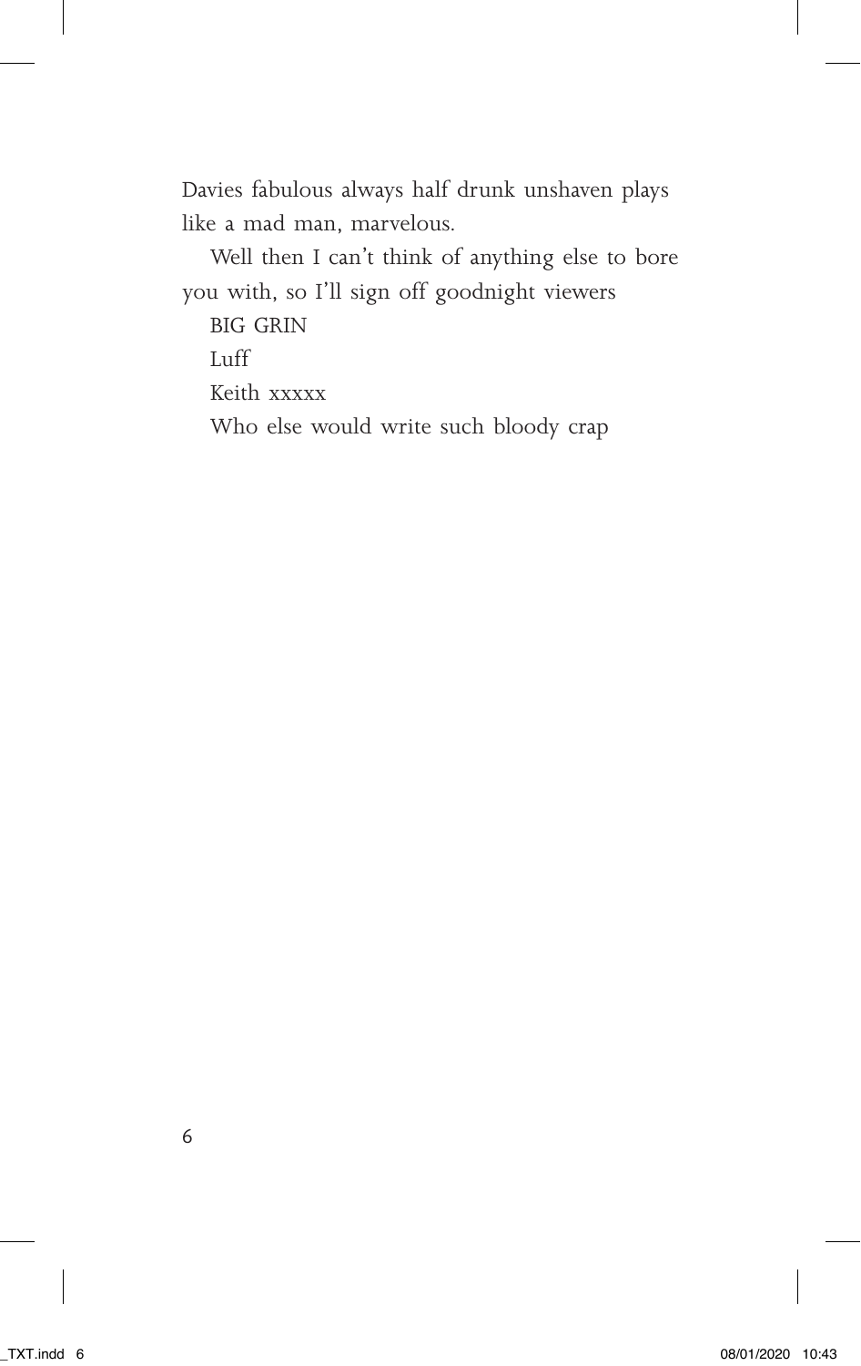Davies fabulous always half drunk unshaven plays like a mad man, marvelous.

Well then I can't think of anything else to bore you with, so I'll sign off goodnight viewers

BIG GRIN

Luff

Keith xxxxx

Who else would write such bloody crap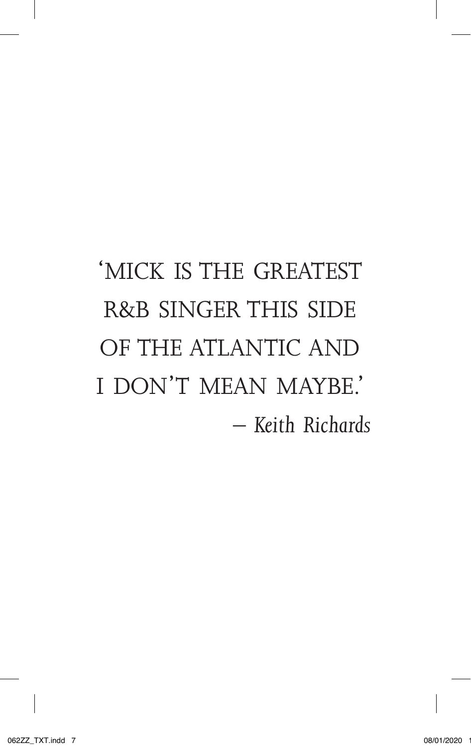'MICK IS THE GREATEST R&B SINGER THIS SIDE OF THE ATLANTIC AND I DON'T MEAN MAYBE.'

*— Keith Richards*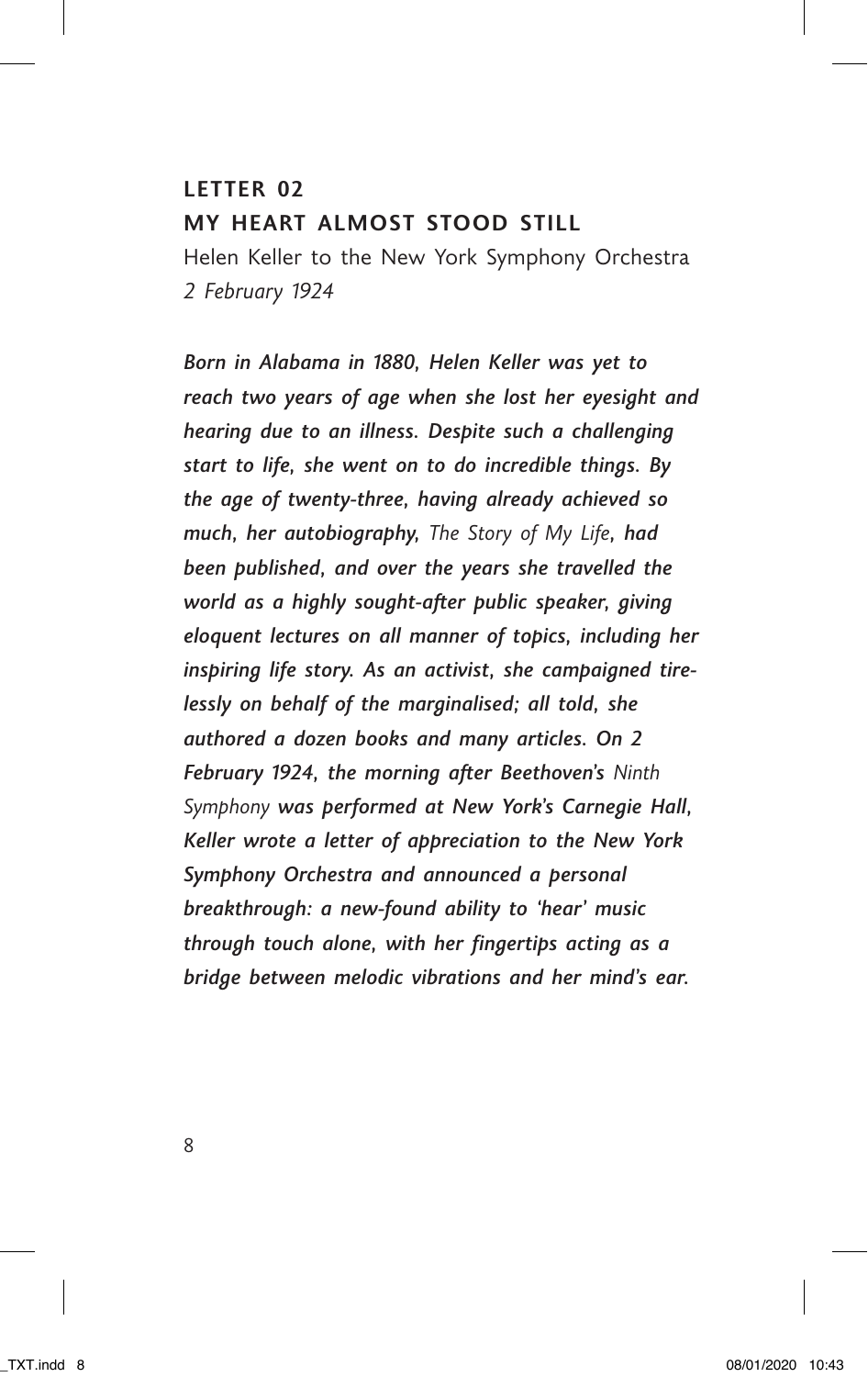## LETTER 02

## MY HEART ALMOST STOOD STILL

Helen Keller to the New York Symphony Orchestra
*2 February 1924*

***Born in Alabama in 1880, Helen Keller was yet to reach two years of age when she lost her eyesight and hearing due to an illness. Despite such a challenging start to life, she went on to do incredible things. By the age of twenty-three, having already achieved so much, her autobiography,*** *The Story of My Life*, ***had been published, and over the years she travelled the world as a highly sought-after public speaker, giving eloquent lectures on all manner of topics, including her inspiring life story. As an activist, she campaigned tirelessly on behalf of the marginalised; all told, she authored a dozen books and many articles. On 2 February 1924, the morning after Beethoven's*** *Ninth Symphony* ***was performed at New York's Carnegie Hall, Keller wrote a letter of appreciation to the New York Symphony Orchestra and announced a personal breakthrough: a new-found ability to 'hear' music through touch alone, with her fingertips acting as a bridge between melodic vibrations and her mind's ear.***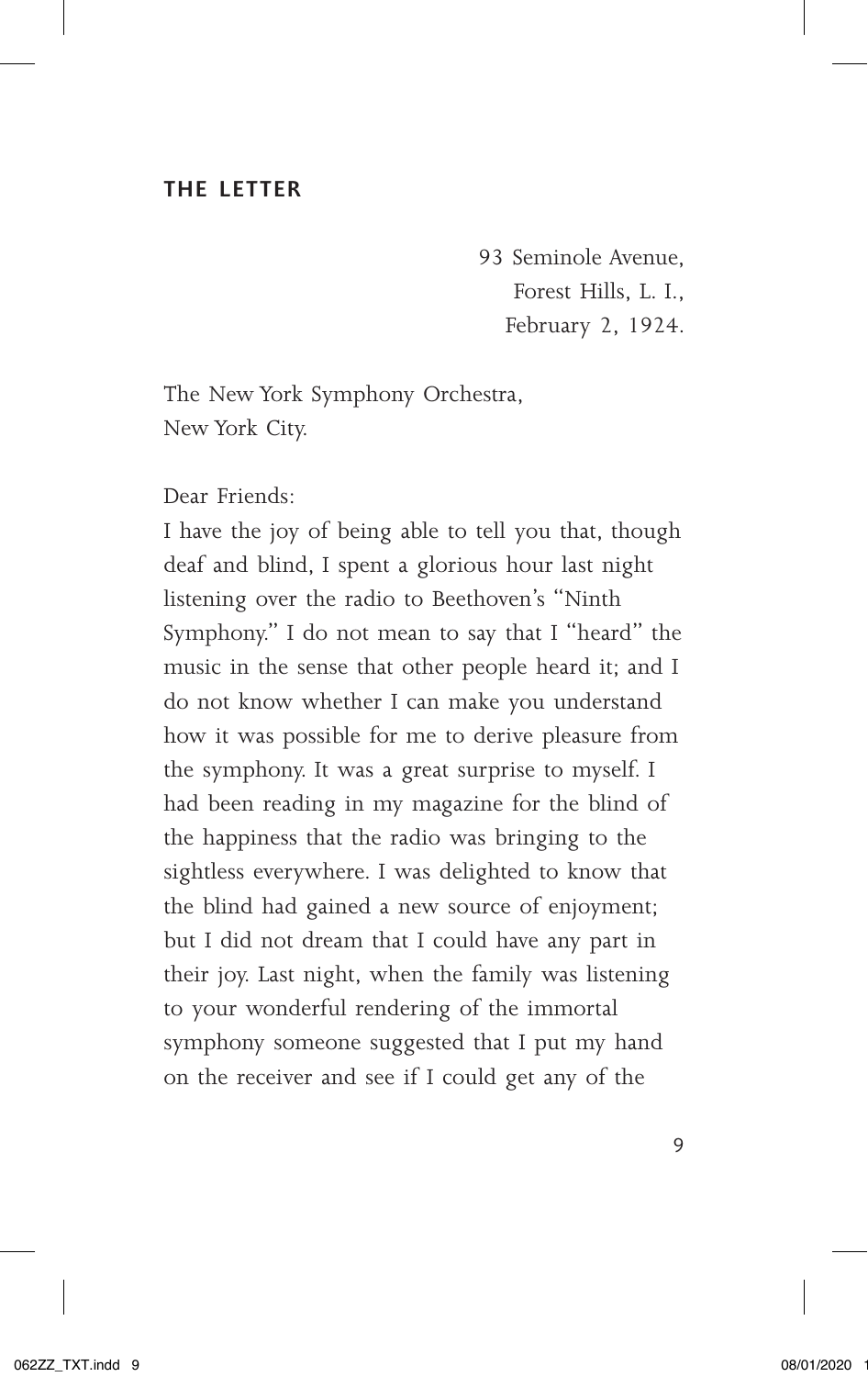## THE LETTER

93 Seminole Avenue,
Forest Hills, L. I.,
February 2, 1924.

The New York Symphony Orchestra,
New York City.

Dear Friends:

I have the joy of being able to tell you that, though deaf and blind, I spent a glorious hour last night listening over the radio to Beethoven's "Ninth Symphony." I do not mean to say that I "heard" the music in the sense that other people heard it; and I do not know whether I can make you understand how it was possible for me to derive pleasure from the symphony. It was a great surprise to myself. I had been reading in my magazine for the blind of the happiness that the radio was bringing to the sightless everywhere. I was delighted to know that the blind had gained a new source of enjoyment; but I did not dream that I could have any part in their joy. Last night, when the family was listening to your wonderful rendering of the immortal symphony someone suggested that I put my hand on the receiver and see if I could get any of the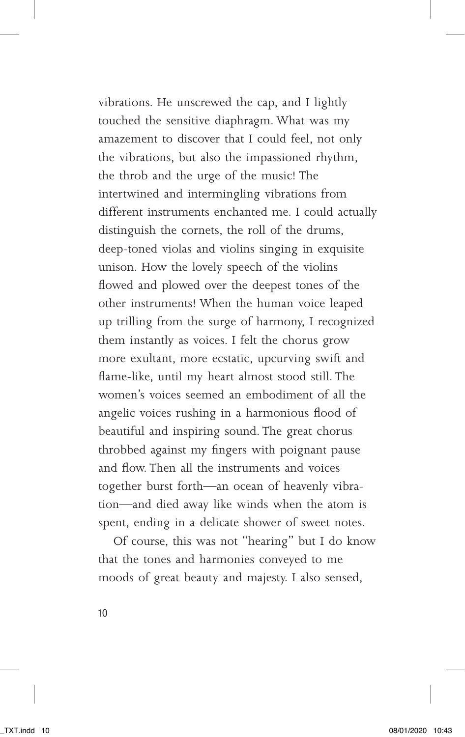vibrations. He unscrewed the cap, and I lightly touched the sensitive diaphragm. What was my amazement to discover that I could feel, not only the vibrations, but also the impassioned rhythm, the throb and the urge of the music! The intertwined and intermingling vibrations from different instruments enchanted me. I could actually distinguish the cornets, the roll of the drums, deep-toned violas and violins singing in exquisite unison. How the lovely speech of the violins flowed and plowed over the deepest tones of the other instruments! When the human voice leaped up trilling from the surge of harmony, I recognized them instantly as voices. I felt the chorus grow more exultant, more ecstatic, upcurving swift and flame-like, until my heart almost stood still. The women's voices seemed an embodiment of all the angelic voices rushing in a harmonious flood of beautiful and inspiring sound. The great chorus throbbed against my fingers with poignant pause and flow. Then all the instruments and voices together burst forth—an ocean of heavenly vibration—and died away like winds when the atom is spent, ending in a delicate shower of sweet notes.

Of course, this was not "hearing" but I do know that the tones and harmonies conveyed to me moods of great beauty and majesty. I also sensed,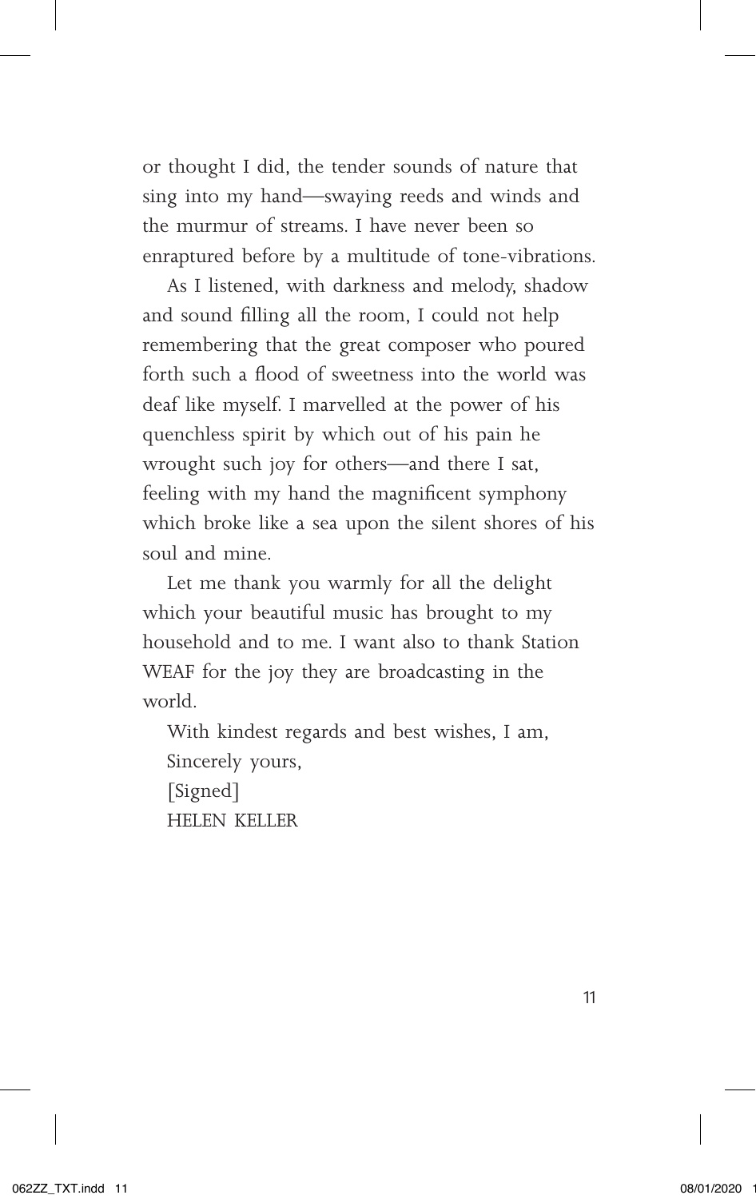or thought I did, the tender sounds of nature that sing into my hand—swaying reeds and winds and the murmur of streams. I have never been so enraptured before by a multitude of tone-vibrations.

As I listened, with darkness and melody, shadow and sound filling all the room, I could not help remembering that the great composer who poured forth such a flood of sweetness into the world was deaf like myself. I marvelled at the power of his quenchless spirit by which out of his pain he wrought such joy for others—and there I sat, feeling with my hand the magnificent symphony which broke like a sea upon the silent shores of his soul and mine.

Let me thank you warmly for all the delight which your beautiful music has brought to my household and to me. I want also to thank Station WEAF for the joy they are broadcasting in the world.

With kindest regards and best wishes, I am,
Sincerely yours,
[Signed]
HELEN KELLER